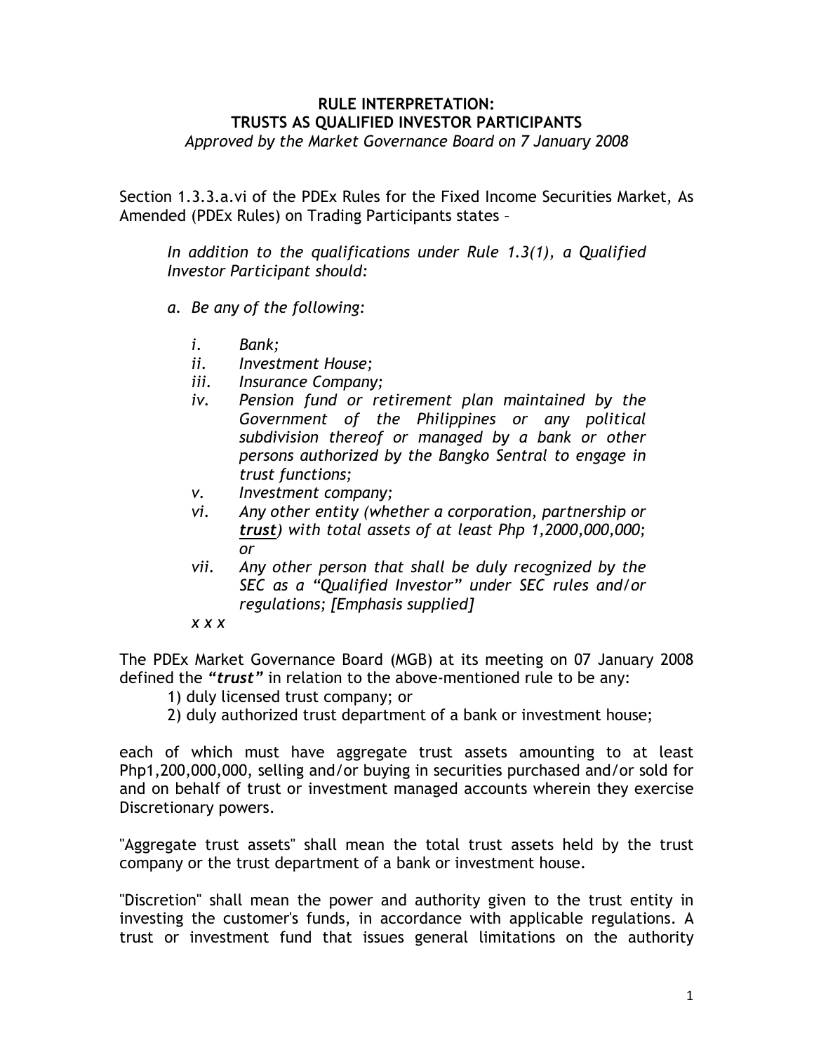**RULE INTERPRETATION:**
**TRUSTS AS QUALIFIED INVESTOR PARTICIPANTS**
*Approved by the Market Governance Board on 7 January 2008*

Section 1.3.3.a.vi of the PDEx Rules for the Fixed Income Securities Market, As Amended (PDEx Rules) on Trading Participants states –

> *In addition to the qualifications under Rule 1.3(1), a Qualified Investor Participant should:*
>
> *a. Be any of the following:*
>
> *i. Bank;*
> *ii. Investment House;*
> *iii. Insurance Company;*
> *iv. Pension fund or retirement plan maintained by the Government of the Philippines or any political subdivision thereof or managed by a bank or other persons authorized by the Bangko Sentral to engage in trust functions;*
> *v. Investment company;*
> *vi. Any other entity (whether a corporation, partnership or **<u>trust</u>**) with total assets of at least Php 1,2000,000,000; or*
> *vii. Any other person that shall be duly recognized by the SEC as a "Qualified Investor" under SEC rules and/or regulations; [Emphasis supplied]*
>
> *x x x*

The PDEx Market Governance Board (MGB) at its meeting on 07 January 2008 defined the ***"trust"*** in relation to the above-mentioned rule to be any:

1) duly licensed trust company; or
2) duly authorized trust department of a bank or investment house;

each of which must have aggregate trust assets amounting to at least Php1,200,000,000, selling and/or buying in securities purchased and/or sold for and on behalf of trust or investment managed accounts wherein they exercise Discretionary powers.

"Aggregate trust assets" shall mean the total trust assets held by the trust company or the trust department of a bank or investment house.

"Discretion" shall mean the power and authority given to the trust entity in investing the customer's funds, in accordance with applicable regulations. A trust or investment fund that issues general limitations on the authority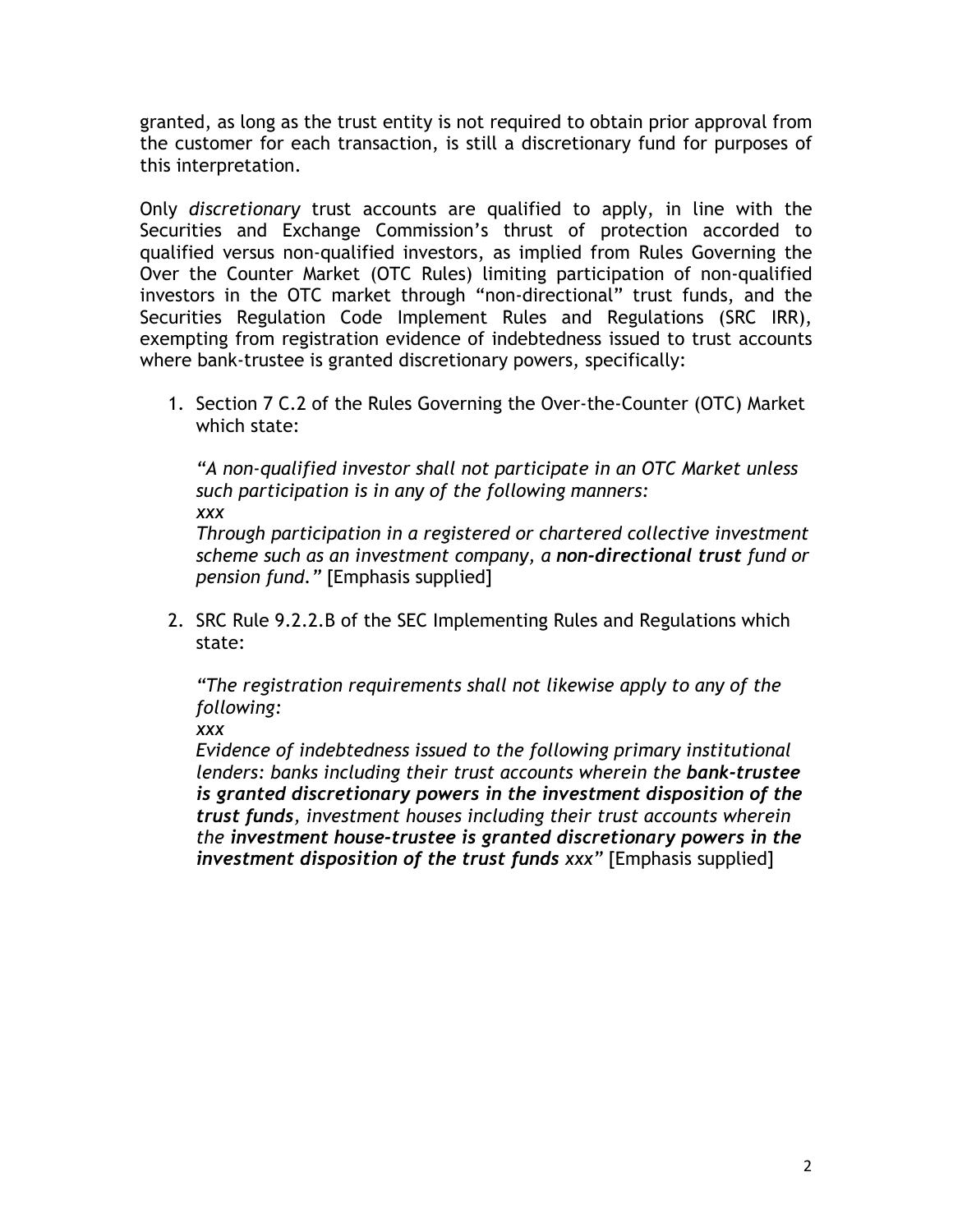granted, as long as the trust entity is not required to obtain prior approval from the customer for each transaction, is still a discretionary fund for purposes of this interpretation.

Only *discretionary* trust accounts are qualified to apply, in line with the Securities and Exchange Commission's thrust of protection accorded to qualified versus non-qualified investors, as implied from Rules Governing the Over the Counter Market (OTC Rules) limiting participation of non-qualified investors in the OTC market through "non-directional" trust funds, and the Securities Regulation Code Implement Rules and Regulations (SRC IRR), exempting from registration evidence of indebtedness issued to trust accounts where bank-trustee is granted discretionary powers, specifically:

1. Section 7 C.2 of the Rules Governing the Over-the-Counter (OTC) Market which state:

   *"A non-qualified investor shall not participate in an OTC Market unless such participation is in any of the following manners:*
   *xxx*
   *Through participation in a registered or chartered collective investment scheme such as an investment company, a* ***non-directional trust*** *fund or pension fund."* [Emphasis supplied]

2. SRC Rule 9.2.2.B of the SEC Implementing Rules and Regulations which state:

   *"The registration requirements shall not likewise apply to any of the following:*
   *xxx*
   *Evidence of indebtedness issued to the following primary institutional lenders: banks including their trust accounts wherein the* ***bank-trustee is granted discretionary powers in the investment disposition of the trust funds****, investment houses including their trust accounts wherein the* ***investment house-trustee is granted discretionary powers in the investment disposition of the trust funds*** *xxx"* [Emphasis supplied]